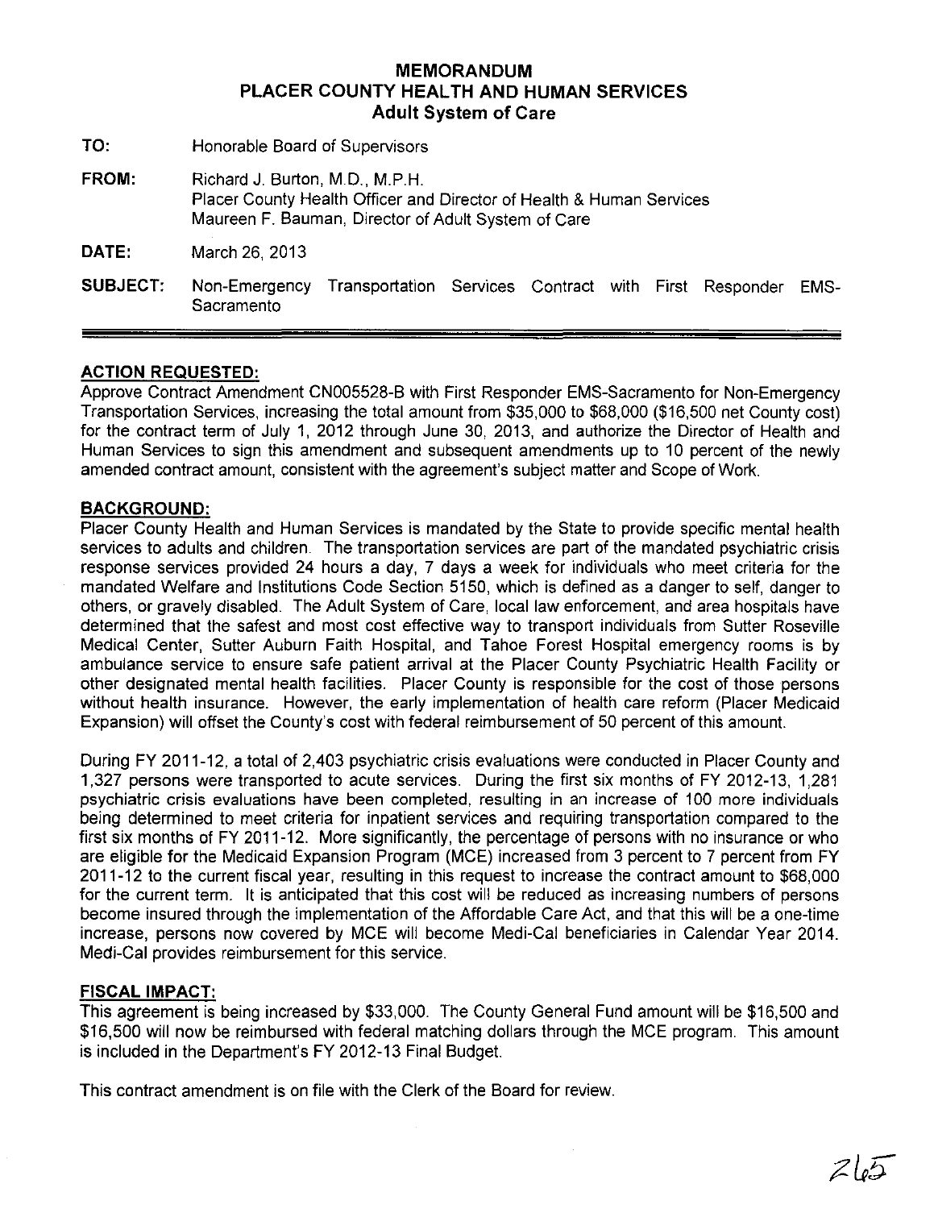# MEMORANDUM
# PLACER COUNTY HEALTH AND HUMAN SERVICES
## Adult System of Care

**TO:** Honorable Board of Supervisors

**FROM:** Richard J. Burton, M.D., M.P.H.
Placer County Health Officer and Director of Health & Human Services
Maureen F. Bauman, Director of Adult System of Care

**DATE:** March 26, 2013

**SUBJECT:** Non-Emergency Transportation Services Contract with First Responder EMS-Sacramento

---

**ACTION REQUESTED:**

Approve Contract Amendment CN005528-B with First Responder EMS-Sacramento for Non-Emergency Transportation Services, increasing the total amount from $35,000 to $68,000 ($16,500 net County cost) for the contract term of July 1, 2012 through June 30, 2013, and authorize the Director of Health and Human Services to sign this amendment and subsequent amendments up to 10 percent of the newly amended contract amount, consistent with the agreement's subject matter and Scope of Work.

**BACKGROUND:**

Placer County Health and Human Services is mandated by the State to provide specific mental health services to adults and children. The transportation services are part of the mandated psychiatric crisis response services provided 24 hours a day, 7 days a week for individuals who meet criteria for the mandated Welfare and Institutions Code Section 5150, which is defined as a danger to self, danger to others, or gravely disabled. The Adult System of Care, local law enforcement, and area hospitals have determined that the safest and most cost effective way to transport individuals from Sutter Roseville Medical Center, Sutter Auburn Faith Hospital, and Tahoe Forest Hospital emergency rooms is by ambulance service to ensure safe patient arrival at the Placer County Psychiatric Health Facility or other designated mental health facilities. Placer County is responsible for the cost of those persons without health insurance. However, the early implementation of health care reform (Placer Medicaid Expansion) will offset the County's cost with federal reimbursement of 50 percent of this amount.

During FY 2011-12, a total of 2,403 psychiatric crisis evaluations were conducted in Placer County and 1,327 persons were transported to acute services. During the first six months of FY 2012-13, 1,281 psychiatric crisis evaluations have been completed, resulting in an increase of 100 more individuals being determined to meet criteria for inpatient services and requiring transportation compared to the first six months of FY 2011-12. More significantly, the percentage of persons with no insurance or who are eligible for the Medicaid Expansion Program (MCE) increased from 3 percent to 7 percent from FY 2011-12 to the current fiscal year, resulting in this request to increase the contract amount to $68,000 for the current term. It is anticipated that this cost will be reduced as increasing numbers of persons become insured through the implementation of the Affordable Care Act, and that this will be a one-time increase, persons now covered by MCE will become Medi-Cal beneficiaries in Calendar Year 2014. Medi-Cal provides reimbursement for this service.

**FISCAL IMPACT:**

This agreement is being increased by $33,000. The County General Fund amount will be $16,500 and $16,500 will now be reimbursed with federal matching dollars through the MCE program. This amount is included in the Department's FY 2012-13 Final Budget.

This contract amendment is on file with the Clerk of the Board for review.